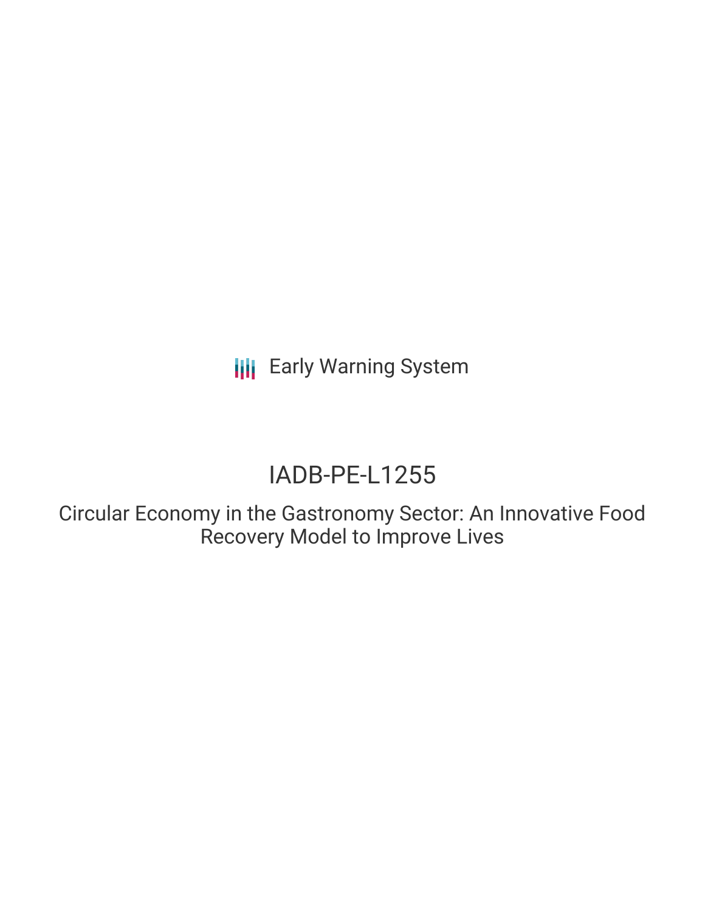Early Warning System

# IADB-PE-L1255

## Circular Economy in the Gastronomy Sector: An Innovative Food Recovery Model to Improve Lives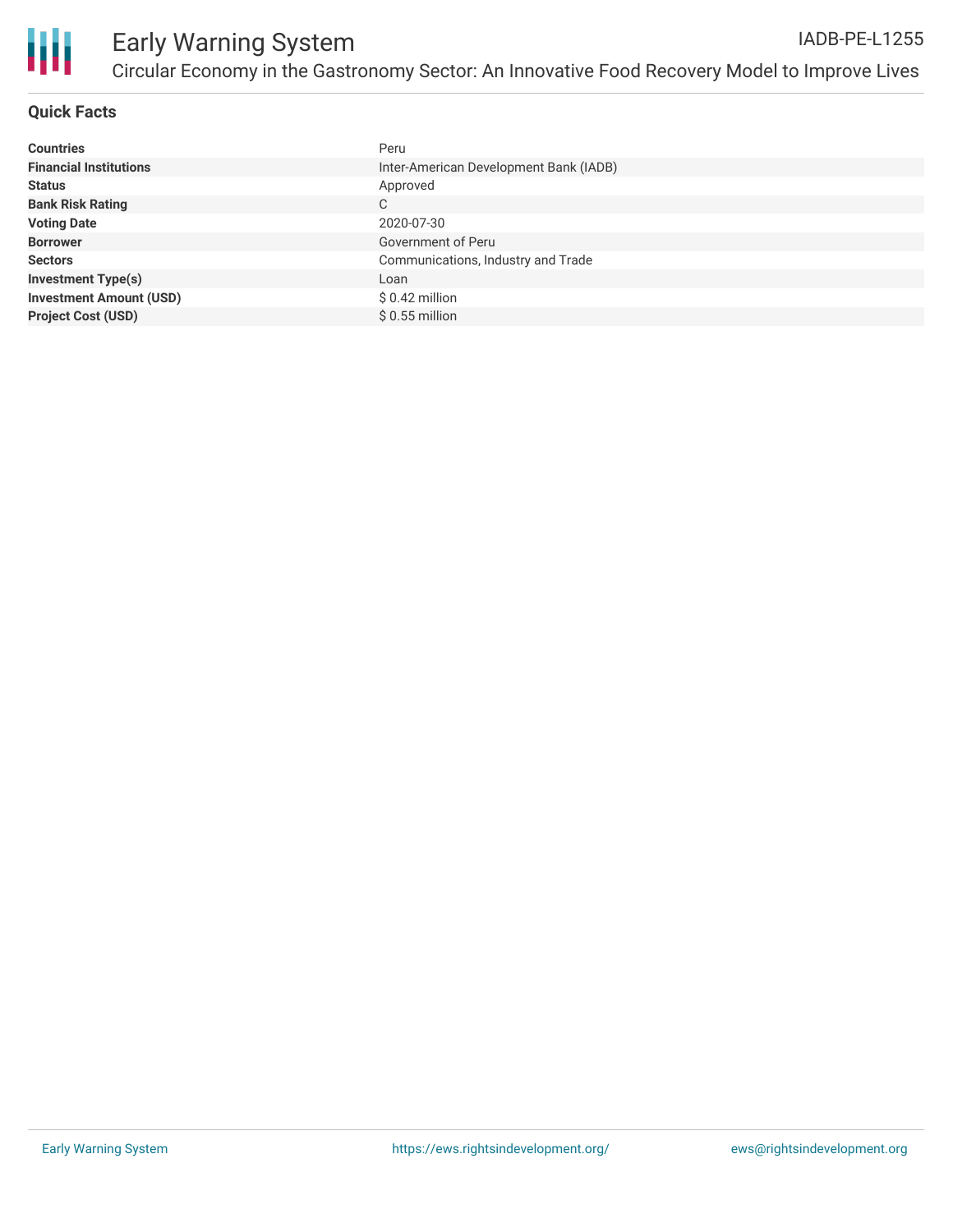# Early Warning System

IADB-PE-L1255

Circular Economy in the Gastronomy Sector: An Innovative Food Recovery Model to Improve Lives

## Quick Facts

| | |
|---|---|
| **Countries** | Peru |
| **Financial Institutions** | Inter-American Development Bank (IADB) |
| **Status** | Approved |
| **Bank Risk Rating** | C |
| **Voting Date** | 2020-07-30 |
| **Borrower** | Government of Peru |
| **Sectors** | Communications, Industry and Trade |
| **Investment Type(s)** | Loan |
| **Investment Amount (USD)** | $ 0.42 million |
| **Project Cost (USD)** | $ 0.55 million |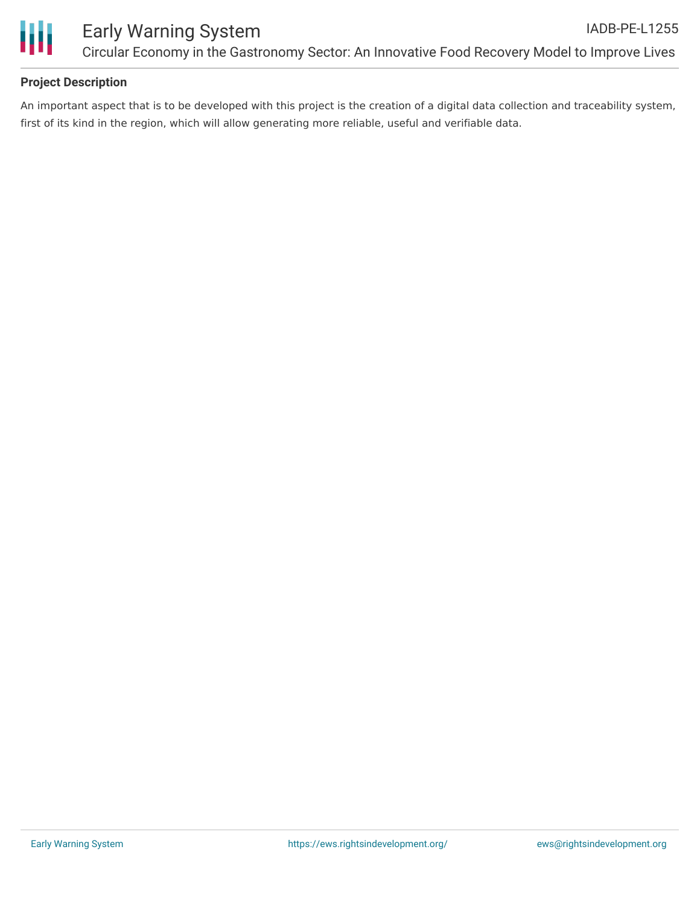**Project Description**

An important aspect that is to be developed with this project is the creation of a digital data collection and traceability system, first of its kind in the region, which will allow generating more reliable, useful and verifiable data.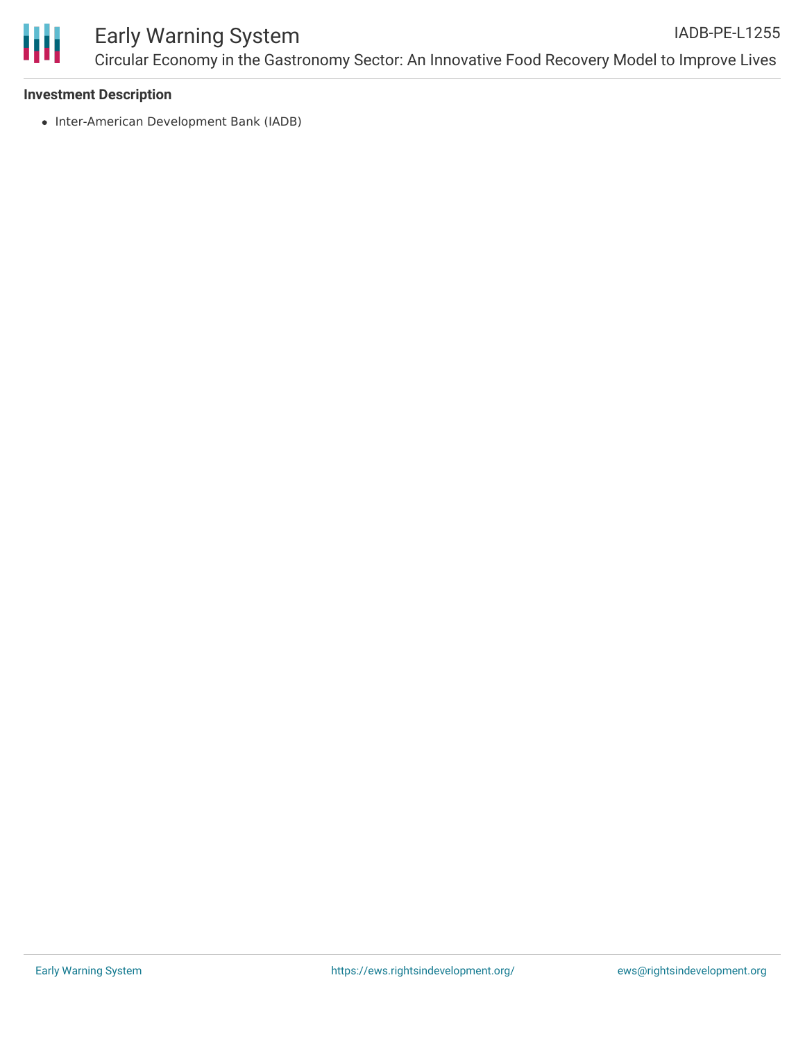## Investment Description

- Inter-American Development Bank (IADB)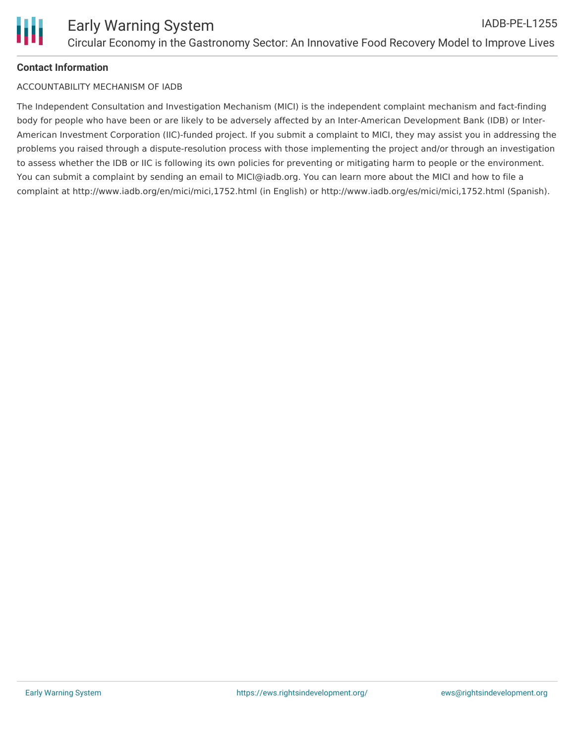**Contact Information**

ACCOUNTABILITY MECHANISM OF IADB

The Independent Consultation and Investigation Mechanism (MICI) is the independent complaint mechanism and fact-finding body for people who have been or are likely to be adversely affected by an Inter-American Development Bank (IDB) or Inter-American Investment Corporation (IIC)-funded project. If you submit a complaint to MICI, they may assist you in addressing the problems you raised through a dispute-resolution process with those implementing the project and/or through an investigation to assess whether the IDB or IIC is following its own policies for preventing or mitigating harm to people or the environment. You can submit a complaint by sending an email to MICI@iadb.org. You can learn more about the MICI and how to file a complaint at http://www.iadb.org/en/mici/mici,1752.html (in English) or http://www.iadb.org/es/mici/mici,1752.html (Spanish).